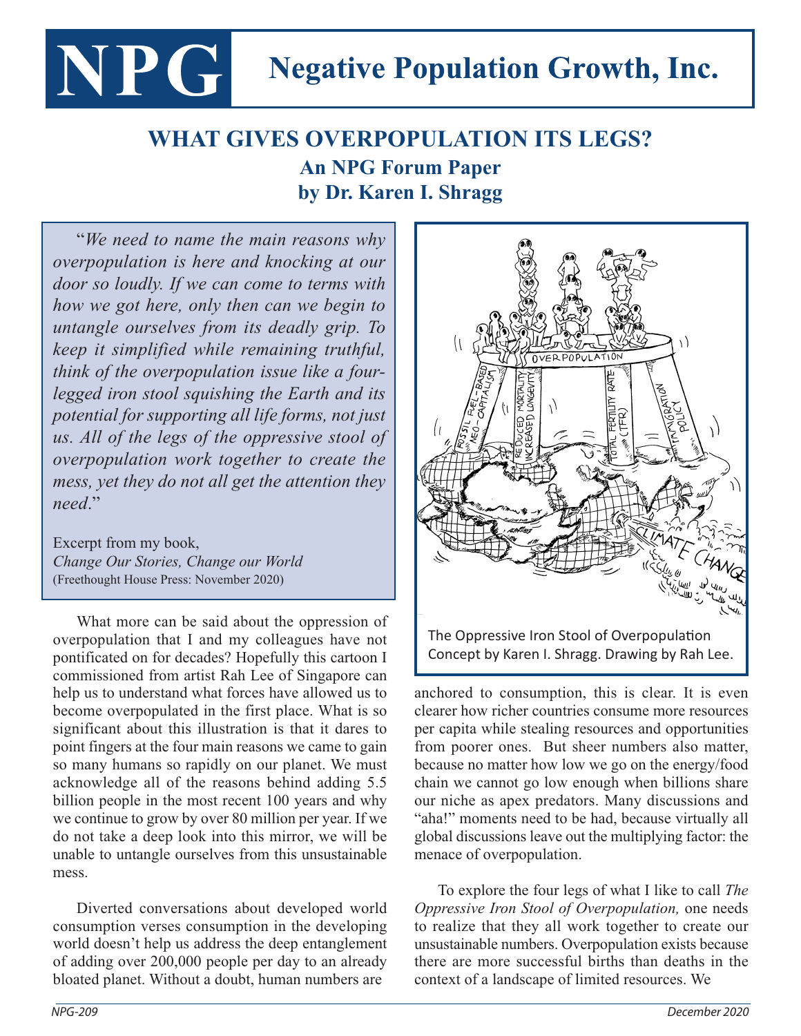# NPG Negative Population Growth, Inc.

## WHAT GIVES OVERPOPULATION ITS LEGS?

### An NPG Forum Paper
### by Dr. Karen I. Shragg

> "*We need to name the main reasons why overpopulation is here and knocking at our door so loudly. If we can come to terms with how we got here, only then can we begin to untangle ourselves from its deadly grip. To keep it simplified while remaining truthful, think of the overpopulation issue like a four-legged iron stool squishing the Earth and its potential for supporting all life forms, not just us. All of the legs of the oppressive stool of overpopulation work together to create the mess, yet they do not all get the attention they need*."
>
> Excerpt from my book, *Change Our Stories, Change our World* (Freethought House Press: November 2020)

The Oppressive Iron Stool of Overpopulation Concept by Karen I. Shragg. Drawing by Rah Lee.

What more can be said about the oppression of overpopulation that I and my colleagues have not pontificated on for decades? Hopefully this cartoon I commissioned from artist Rah Lee of Singapore can help us to understand what forces have allowed us to become overpopulated in the first place. What is so significant about this illustration is that it dares to point fingers at the four main reasons we came to gain so many humans so rapidly on our planet. We must acknowledge all of the reasons behind adding 5.5 billion people in the most recent 100 years and why we continue to grow by over 80 million per year. If we do not take a deep look into this mirror, we will be unable to untangle ourselves from this unsustainable mess.

Diverted conversations about developed world consumption verses consumption in the developing world doesn't help us address the deep entanglement of adding over 200,000 people per day to an already bloated planet. Without a doubt, human numbers are anchored to consumption, this is clear. It is even clearer how richer countries consume more resources per capita while stealing resources and opportunities from poorer ones. But sheer numbers also matter, because no matter how low we go on the energy/food chain we cannot go low enough when billions share our niche as apex predators. Many discussions and "aha!" moments need to be had, because virtually all global discussions leave out the multiplying factor: the menace of overpopulation.

To explore the four legs of what I like to call *The Oppressive Iron Stool of Overpopulation,* one needs to realize that they all work together to create our unsustainable numbers. Overpopulation exists because there are more successful births than deaths in the context of a landscape of limited resources. We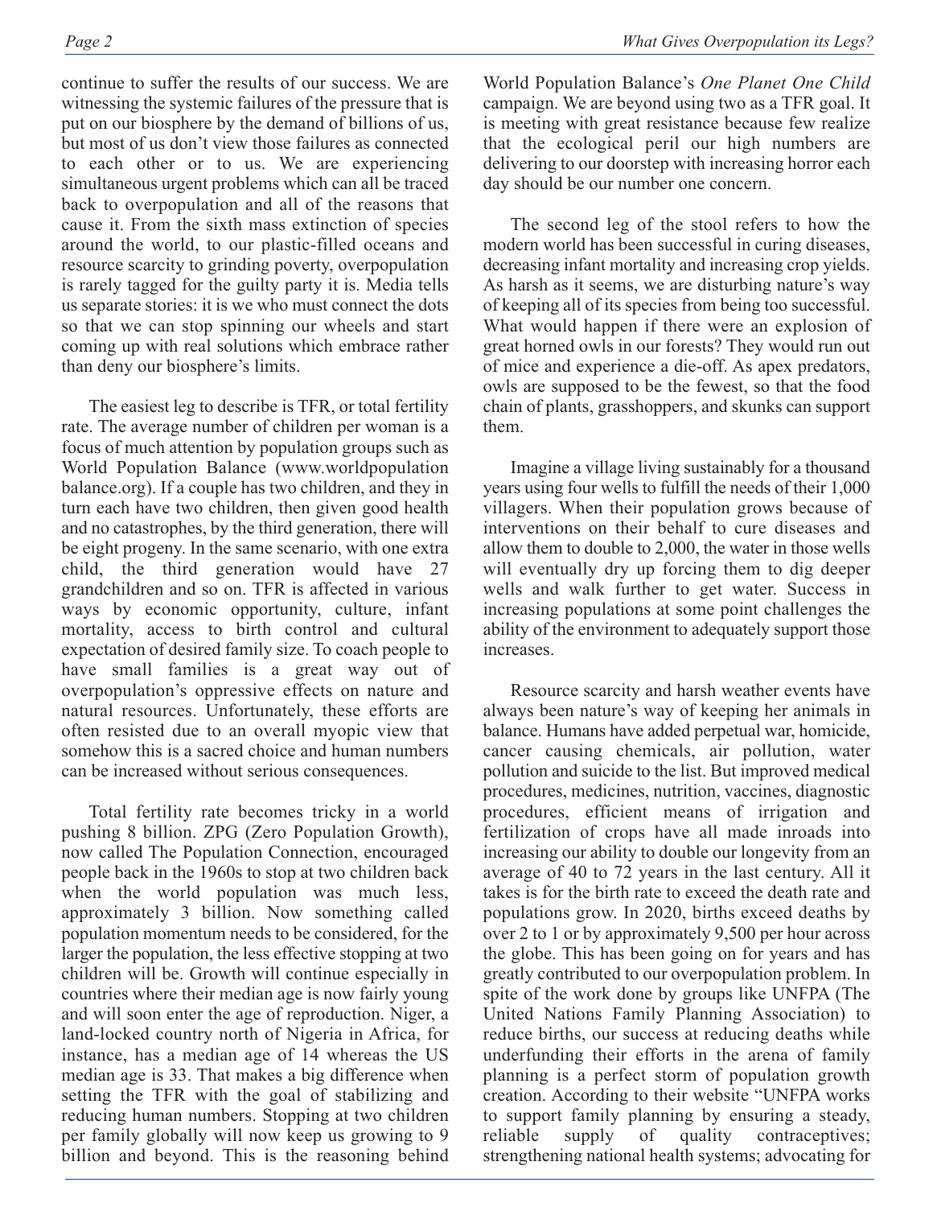continue to suffer the results of our success. We are witnessing the systemic failures of the pressure that is put on our biosphere by the demand of billions of us, but most of us don't view those failures as connected to each other or to us. We are experiencing simultaneous urgent problems which can all be traced back to overpopulation and all of the reasons that cause it. From the sixth mass extinction of species around the world, to our plastic-filled oceans and resource scarcity to grinding poverty, overpopulation is rarely tagged for the guilty party it is. Media tells us separate stories: it is we who must connect the dots so that we can stop spinning our wheels and start coming up with real solutions which embrace rather than deny our biosphere's limits.

The easiest leg to describe is TFR, or total fertility rate. The average number of children per woman is a focus of much attention by population groups such as World Population Balance (www.worldpopulationbalance.org). If a couple has two children, and they in turn each have two children, then given good health and no catastrophes, by the third generation, there will be eight progeny. In the same scenario, with one extra child, the third generation would have 27 grandchildren and so on. TFR is affected in various ways by economic opportunity, culture, infant mortality, access to birth control and cultural expectation of desired family size. To coach people to have small families is a great way out of overpopulation's oppressive effects on nature and natural resources. Unfortunately, these efforts are often resisted due to an overall myopic view that somehow this is a sacred choice and human numbers can be increased without serious consequences.

Total fertility rate becomes tricky in a world pushing 8 billion. ZPG (Zero Population Growth), now called The Population Connection, encouraged people back in the 1960s to stop at two children back when the world population was much less, approximately 3 billion. Now something called population momentum needs to be considered, for the larger the population, the less effective stopping at two children will be. Growth will continue especially in countries where their median age is now fairly young and will soon enter the age of reproduction. Niger, a land-locked country north of Nigeria in Africa, for instance, has a median age of 14 whereas the US median age is 33. That makes a big difference when setting the TFR with the goal of stabilizing and reducing human numbers. Stopping at two children per family globally will now keep us growing to 9 billion and beyond. This is the reasoning behind World Population Balance's *One Planet One Child* campaign. We are beyond using two as a TFR goal. It is meeting with great resistance because few realize that the ecological peril our high numbers are delivering to our doorstep with increasing horror each day should be our number one concern.

The second leg of the stool refers to how the modern world has been successful in curing diseases, decreasing infant mortality and increasing crop yields. As harsh as it seems, we are disturbing nature's way of keeping all of its species from being too successful. What would happen if there were an explosion of great horned owls in our forests? They would run out of mice and experience a die-off. As apex predators, owls are supposed to be the fewest, so that the food chain of plants, grasshoppers, and skunks can support them.

Imagine a village living sustainably for a thousand years using four wells to fulfill the needs of their 1,000 villagers. When their population grows because of interventions on their behalf to cure diseases and allow them to double to 2,000, the water in those wells will eventually dry up forcing them to dig deeper wells and walk further to get water. Success in increasing populations at some point challenges the ability of the environment to adequately support those increases.

Resource scarcity and harsh weather events have always been nature's way of keeping her animals in balance. Humans have added perpetual war, homicide, cancer causing chemicals, air pollution, water pollution and suicide to the list. But improved medical procedures, medicines, nutrition, vaccines, diagnostic procedures, efficient means of irrigation and fertilization of crops have all made inroads into increasing our ability to double our longevity from an average of 40 to 72 years in the last century. All it takes is for the birth rate to exceed the death rate and populations grow. In 2020, births exceed deaths by over 2 to 1 or by approximately 9,500 per hour across the globe. This has been going on for years and has greatly contributed to our overpopulation problem. In spite of the work done by groups like UNFPA (The United Nations Family Planning Association) to reduce births, our success at reducing deaths while underfunding their efforts in the arena of family planning is a perfect storm of population growth creation. According to their website "UNFPA works to support family planning by ensuring a steady, reliable supply of quality contraceptives; strengthening national health systems; advocating for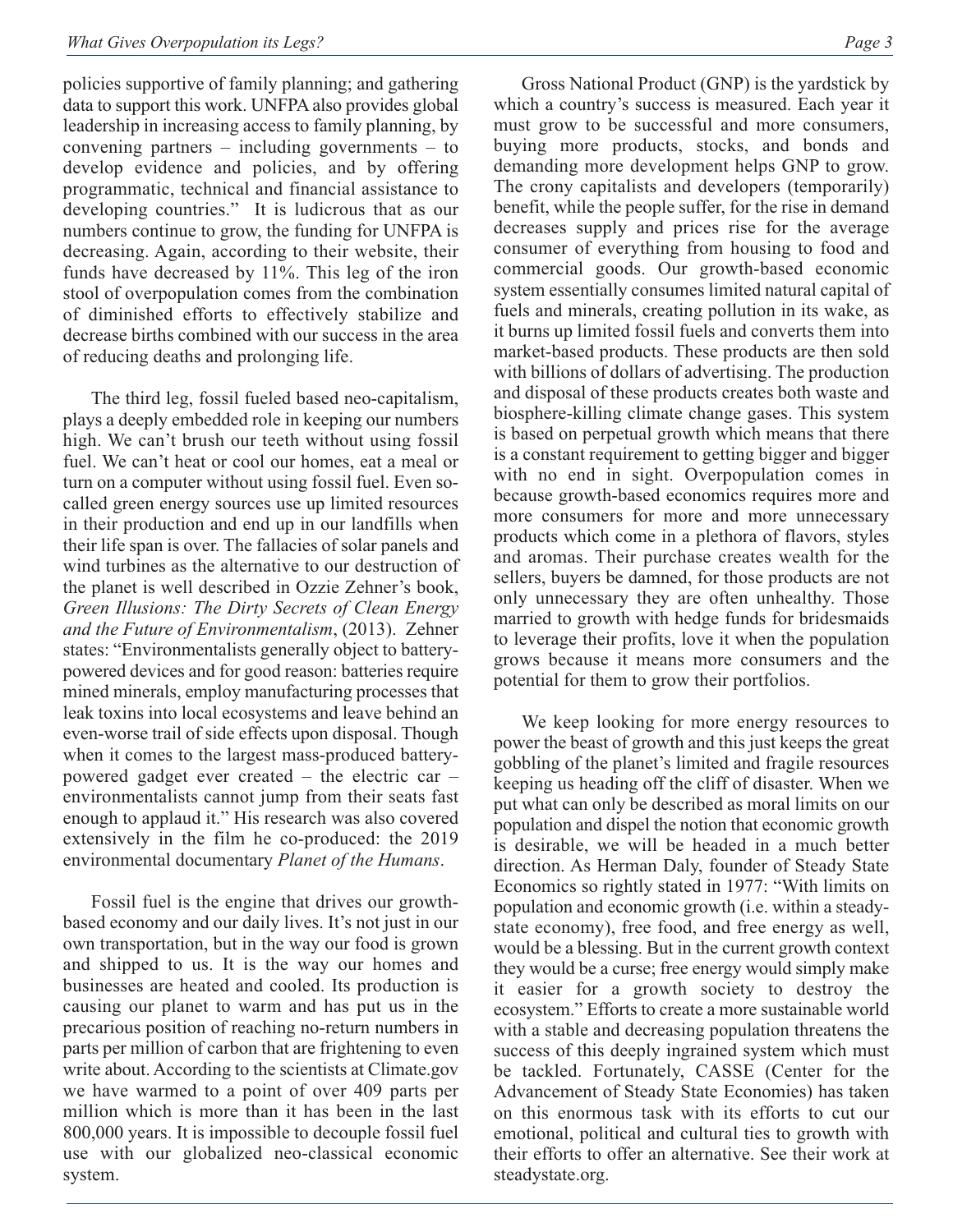policies supportive of family planning; and gathering data to support this work. UNFPA also provides global leadership in increasing access to family planning, by convening partners – including governments – to develop evidence and policies, and by offering programmatic, technical and financial assistance to developing countries." It is ludicrous that as our numbers continue to grow, the funding for UNFPA is decreasing. Again, according to their website, their funds have decreased by 11%. This leg of the iron stool of overpopulation comes from the combination of diminished efforts to effectively stabilize and decrease births combined with our success in the area of reducing deaths and prolonging life.

The third leg, fossil fueled based neo-capitalism, plays a deeply embedded role in keeping our numbers high. We can't brush our teeth without using fossil fuel. We can't heat or cool our homes, eat a meal or turn on a computer without using fossil fuel. Even so-called green energy sources use up limited resources in their production and end up in our landfills when their life span is over. The fallacies of solar panels and wind turbines as the alternative to our destruction of the planet is well described in Ozzie Zehner's book, *Green Illusions: The Dirty Secrets of Clean Energy and the Future of Environmentalism*, (2013). Zehner states: "Environmentalists generally object to battery-powered devices and for good reason: batteries require mined minerals, employ manufacturing processes that leak toxins into local ecosystems and leave behind an even-worse trail of side effects upon disposal. Though when it comes to the largest mass-produced battery-powered gadget ever created – the electric car – environmentalists cannot jump from their seats fast enough to applaud it." His research was also covered extensively in the film he co-produced: the 2019 environmental documentary *Planet of the Humans*.

Fossil fuel is the engine that drives our growth-based economy and our daily lives. It's not just in our own transportation, but in the way our food is grown and shipped to us. It is the way our homes and businesses are heated and cooled. Its production is causing our planet to warm and has put us in the precarious position of reaching no-return numbers in parts per million of carbon that are frightening to even write about. According to the scientists at Climate.gov we have warmed to a point of over 409 parts per million which is more than it has been in the last 800,000 years. It is impossible to decouple fossil fuel use with our globalized neo-classical economic system.

Gross National Product (GNP) is the yardstick by which a country's success is measured. Each year it must grow to be successful and more consumers, buying more products, stocks, and bonds and demanding more development helps GNP to grow. The crony capitalists and developers (temporarily) benefit, while the people suffer, for the rise in demand decreases supply and prices rise for the average consumer of everything from housing to food and commercial goods. Our growth-based economic system essentially consumes limited natural capital of fuels and minerals, creating pollution in its wake, as it burns up limited fossil fuels and converts them into market-based products. These products are then sold with billions of dollars of advertising. The production and disposal of these products creates both waste and biosphere-killing climate change gases. This system is based on perpetual growth which means that there is a constant requirement to getting bigger and bigger with no end in sight. Overpopulation comes in because growth-based economics requires more and more consumers for more and more unnecessary products which come in a plethora of flavors, styles and aromas. Their purchase creates wealth for the sellers, buyers be damned, for those products are not only unnecessary they are often unhealthy. Those married to growth with hedge funds for bridesmaids to leverage their profits, love it when the population grows because it means more consumers and the potential for them to grow their portfolios.

We keep looking for more energy resources to power the beast of growth and this just keeps the great gobbling of the planet's limited and fragile resources keeping us heading off the cliff of disaster. When we put what can only be described as moral limits on our population and dispel the notion that economic growth is desirable, we will be headed in a much better direction. As Herman Daly, founder of Steady State Economics so rightly stated in 1977: "With limits on population and economic growth (i.e. within a steady-state economy), free food, and free energy as well, would be a blessing. But in the current growth context they would be a curse; free energy would simply make it easier for a growth society to destroy the ecosystem." Efforts to create a more sustainable world with a stable and decreasing population threatens the success of this deeply ingrained system which must be tackled. Fortunately, CASSE (Center for the Advancement of Steady State Economies) has taken on this enormous task with its efforts to cut our emotional, political and cultural ties to growth with their efforts to offer an alternative. See their work at steadystate.org.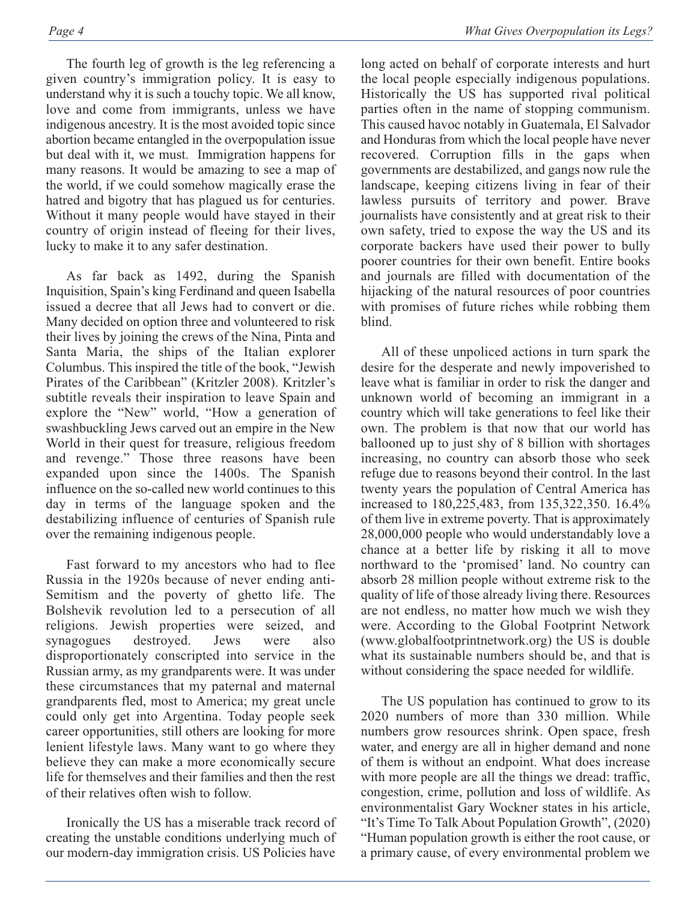The fourth leg of growth is the leg referencing a given country's immigration policy. It is easy to understand why it is such a touchy topic. We all know, love and come from immigrants, unless we have indigenous ancestry. It is the most avoided topic since abortion became entangled in the overpopulation issue but deal with it, we must. Immigration happens for many reasons. It would be amazing to see a map of the world, if we could somehow magically erase the hatred and bigotry that has plagued us for centuries. Without it many people would have stayed in their country of origin instead of fleeing for their lives, lucky to make it to any safer destination.

As far back as 1492, during the Spanish Inquisition, Spain's king Ferdinand and queen Isabella issued a decree that all Jews had to convert or die. Many decided on option three and volunteered to risk their lives by joining the crews of the Nina, Pinta and Santa Maria, the ships of the Italian explorer Columbus. This inspired the title of the book, "Jewish Pirates of the Caribbean" (Kritzler 2008). Kritzler's subtitle reveals their inspiration to leave Spain and explore the "New" world, "How a generation of swashbuckling Jews carved out an empire in the New World in their quest for treasure, religious freedom and revenge." Those three reasons have been expanded upon since the 1400s. The Spanish influence on the so-called new world continues to this day in terms of the language spoken and the destabilizing influence of centuries of Spanish rule over the remaining indigenous people.

Fast forward to my ancestors who had to flee Russia in the 1920s because of never ending anti-Semitism and the poverty of ghetto life. The Bolshevik revolution led to a persecution of all religions. Jewish properties were seized, and synagogues destroyed. Jews were also disproportionately conscripted into service in the Russian army, as my grandparents were. It was under these circumstances that my paternal and maternal grandparents fled, most to America; my great uncle could only get into Argentina. Today people seek career opportunities, still others are looking for more lenient lifestyle laws. Many want to go where they believe they can make a more economically secure life for themselves and their families and then the rest of their relatives often wish to follow.

Ironically the US has a miserable track record of creating the unstable conditions underlying much of our modern-day immigration crisis. US Policies have long acted on behalf of corporate interests and hurt the local people especially indigenous populations. Historically the US has supported rival political parties often in the name of stopping communism. This caused havoc notably in Guatemala, El Salvador and Honduras from which the local people have never recovered. Corruption fills in the gaps when governments are destabilized, and gangs now rule the landscape, keeping citizens living in fear of their lawless pursuits of territory and power. Brave journalists have consistently and at great risk to their own safety, tried to expose the way the US and its corporate backers have used their power to bully poorer countries for their own benefit. Entire books and journals are filled with documentation of the hijacking of the natural resources of poor countries with promises of future riches while robbing them blind.

All of these unpoliced actions in turn spark the desire for the desperate and newly impoverished to leave what is familiar in order to risk the danger and unknown world of becoming an immigrant in a country which will take generations to feel like their own. The problem is that now that our world has ballooned up to just shy of 8 billion with shortages increasing, no country can absorb those who seek refuge due to reasons beyond their control. In the last twenty years the population of Central America has increased to 180,225,483, from 135,322,350. 16.4% of them live in extreme poverty. That is approximately 28,000,000 people who would understandably love a chance at a better life by risking it all to move northward to the 'promised' land. No country can absorb 28 million people without extreme risk to the quality of life of those already living there. Resources are not endless, no matter how much we wish they were. According to the Global Footprint Network (www.globalfootprintnetwork.org) the US is double what its sustainable numbers should be, and that is without considering the space needed for wildlife.

The US population has continued to grow to its 2020 numbers of more than 330 million. While numbers grow resources shrink. Open space, fresh water, and energy are all in higher demand and none of them is without an endpoint. What does increase with more people are all the things we dread: traffic, congestion, crime, pollution and loss of wildlife. As environmentalist Gary Wockner states in his article, "It's Time To Talk About Population Growth", (2020) "Human population growth is either the root cause, or a primary cause, of every environmental problem we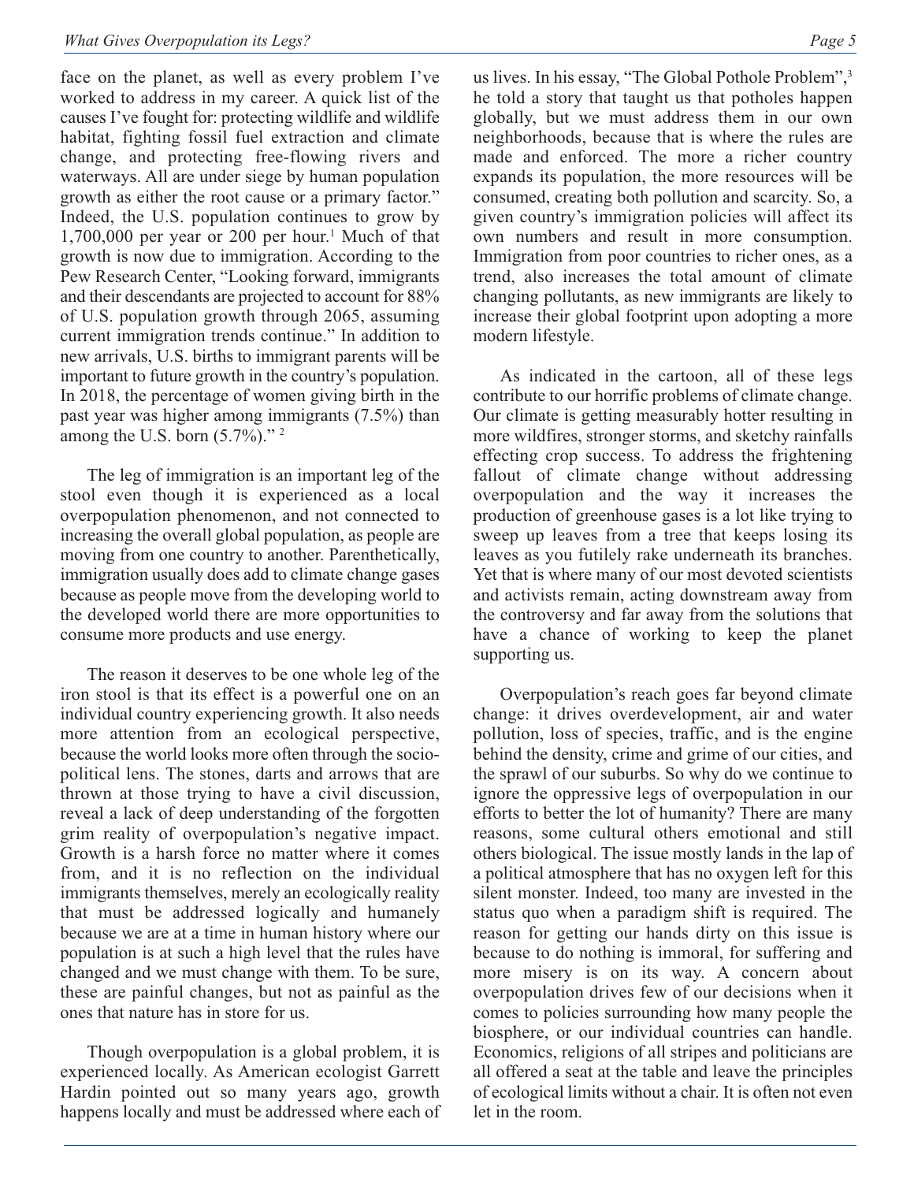face on the planet, as well as every problem I've worked to address in my career. A quick list of the causes I've fought for: protecting wildlife and wildlife habitat, fighting fossil fuel extraction and climate change, and protecting free-flowing rivers and waterways. All are under siege by human population growth as either the root cause or a primary factor." Indeed, the U.S. population continues to grow by 1,700,000 per year or 200 per hour.[1] Much of that growth is now due to immigration. According to the Pew Research Center, "Looking forward, immigrants and their descendants are projected to account for 88% of U.S. population growth through 2065, assuming current immigration trends continue." In addition to new arrivals, U.S. births to immigrant parents will be important to future growth in the country's population. In 2018, the percentage of women giving birth in the past year was higher among immigrants (7.5%) than among the U.S. born (5.7%)." [2]

The leg of immigration is an important leg of the stool even though it is experienced as a local overpopulation phenomenon, and not connected to increasing the overall global population, as people are moving from one country to another. Parenthetically, immigration usually does add to climate change gases because as people move from the developing world to the developed world there are more opportunities to consume more products and use energy.

The reason it deserves to be one whole leg of the iron stool is that its effect is a powerful one on an individual country experiencing growth. It also needs more attention from an ecological perspective, because the world looks more often through the socio-political lens. The stones, darts and arrows that are thrown at those trying to have a civil discussion, reveal a lack of deep understanding of the forgotten grim reality of overpopulation's negative impact. Growth is a harsh force no matter where it comes from, and it is no reflection on the individual immigrants themselves, merely an ecologically reality that must be addressed logically and humanely because we are at a time in human history where our population is at such a high level that the rules have changed and we must change with them. To be sure, these are painful changes, but not as painful as the ones that nature has in store for us.

Though overpopulation is a global problem, it is experienced locally. As American ecologist Garrett Hardin pointed out so many years ago, growth happens locally and must be addressed where each of us lives. In his essay, "The Global Pothole Problem",[3] he told a story that taught us that potholes happen globally, but we must address them in our own neighborhoods, because that is where the rules are made and enforced. The more a richer country expands its population, the more resources will be consumed, creating both pollution and scarcity. So, a given country's immigration policies will affect its own numbers and result in more consumption. Immigration from poor countries to richer ones, as a trend, also increases the total amount of climate changing pollutants, as new immigrants are likely to increase their global footprint upon adopting a more modern lifestyle.

As indicated in the cartoon, all of these legs contribute to our horrific problems of climate change. Our climate is getting measurably hotter resulting in more wildfires, stronger storms, and sketchy rainfalls effecting crop success. To address the frightening fallout of climate change without addressing overpopulation and the way it increases the production of greenhouse gases is a lot like trying to sweep up leaves from a tree that keeps losing its leaves as you futilely rake underneath its branches. Yet that is where many of our most devoted scientists and activists remain, acting downstream away from the controversy and far away from the solutions that have a chance of working to keep the planet supporting us.

Overpopulation's reach goes far beyond climate change: it drives overdevelopment, air and water pollution, loss of species, traffic, and is the engine behind the density, crime and grime of our cities, and the sprawl of our suburbs. So why do we continue to ignore the oppressive legs of overpopulation in our efforts to better the lot of humanity? There are many reasons, some cultural others emotional and still others biological. The issue mostly lands in the lap of a political atmosphere that has no oxygen left for this silent monster. Indeed, too many are invested in the status quo when a paradigm shift is required. The reason for getting our hands dirty on this issue is because to do nothing is immoral, for suffering and more misery is on its way. A concern about overpopulation drives few of our decisions when it comes to policies surrounding how many people the biosphere, or our individual countries can handle. Economics, religions of all stripes and politicians are all offered a seat at the table and leave the principles of ecological limits without a chair. It is often not even let in the room.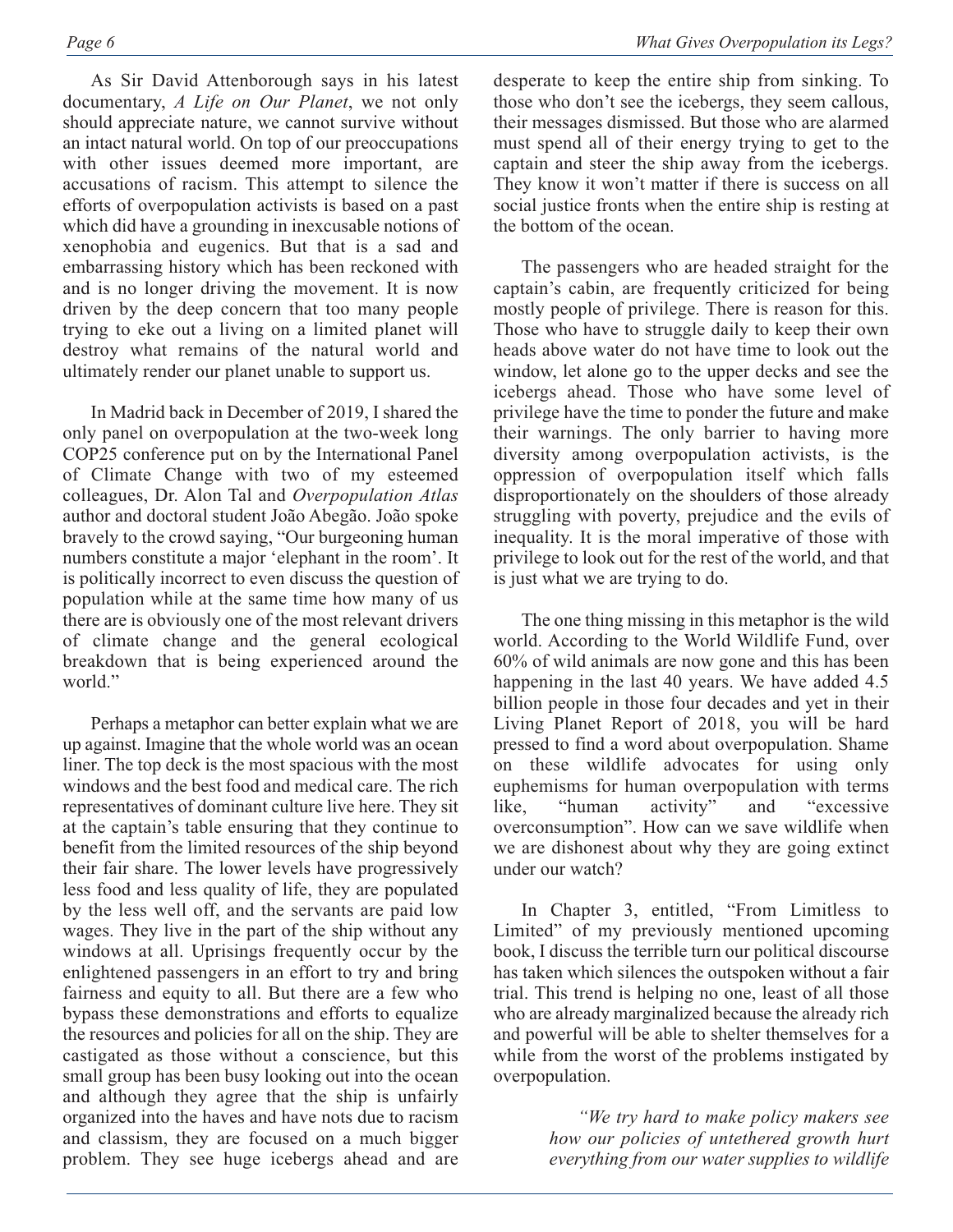As Sir David Attenborough says in his latest documentary, *A Life on Our Planet*, we not only should appreciate nature, we cannot survive without an intact natural world. On top of our preoccupations with other issues deemed more important, are accusations of racism. This attempt to silence the efforts of overpopulation activists is based on a past which did have a grounding in inexcusable notions of xenophobia and eugenics. But that is a sad and embarrassing history which has been reckoned with and is no longer driving the movement. It is now driven by the deep concern that too many people trying to eke out a living on a limited planet will destroy what remains of the natural world and ultimately render our planet unable to support us.

In Madrid back in December of 2019, I shared the only panel on overpopulation at the two-week long COP25 conference put on by the International Panel of Climate Change with two of my esteemed colleagues, Dr. Alon Tal and *Overpopulation Atlas* author and doctoral student João Abegão. João spoke bravely to the crowd saying, "Our burgeoning human numbers constitute a major 'elephant in the room'. It is politically incorrect to even discuss the question of population while at the same time how many of us there are is obviously one of the most relevant drivers of climate change and the general ecological breakdown that is being experienced around the world."

Perhaps a metaphor can better explain what we are up against. Imagine that the whole world was an ocean liner. The top deck is the most spacious with the most windows and the best food and medical care. The rich representatives of dominant culture live here. They sit at the captain's table ensuring that they continue to benefit from the limited resources of the ship beyond their fair share. The lower levels have progressively less food and less quality of life, they are populated by the less well off, and the servants are paid low wages. They live in the part of the ship without any windows at all. Uprisings frequently occur by the enlightened passengers in an effort to try and bring fairness and equity to all. But there are a few who bypass these demonstrations and efforts to equalize the resources and policies for all on the ship. They are castigated as those without a conscience, but this small group has been busy looking out into the ocean and although they agree that the ship is unfairly organized into the haves and have nots due to racism and classism, they are focused on a much bigger problem. They see huge icebergs ahead and are desperate to keep the entire ship from sinking. To those who don't see the icebergs, they seem callous, their messages dismissed. But those who are alarmed must spend all of their energy trying to get to the captain and steer the ship away from the icebergs. They know it won't matter if there is success on all social justice fronts when the entire ship is resting at the bottom of the ocean.

The passengers who are headed straight for the captain's cabin, are frequently criticized for being mostly people of privilege. There is reason for this. Those who have to struggle daily to keep their own heads above water do not have time to look out the window, let alone go to the upper decks and see the icebergs ahead. Those who have some level of privilege have the time to ponder the future and make their warnings. The only barrier to having more diversity among overpopulation activists, is the oppression of overpopulation itself which falls disproportionately on the shoulders of those already struggling with poverty, prejudice and the evils of inequality. It is the moral imperative of those with privilege to look out for the rest of the world, and that is just what we are trying to do.

The one thing missing in this metaphor is the wild world. According to the World Wildlife Fund, over 60% of wild animals are now gone and this has been happening in the last 40 years. We have added 4.5 billion people in those four decades and yet in their Living Planet Report of 2018, you will be hard pressed to find a word about overpopulation. Shame on these wildlife advocates for using only euphemisms for human overpopulation with terms like, "human activity" and "excessive overconsumption". How can we save wildlife when we are dishonest about why they are going extinct under our watch?

In Chapter 3, entitled, "From Limitless to Limited" of my previously mentioned upcoming book, I discuss the terrible turn our political discourse has taken which silences the outspoken without a fair trial. This trend is helping no one, least of all those who are already marginalized because the already rich and powerful will be able to shelter themselves for a while from the worst of the problems instigated by overpopulation.

> *"We try hard to make policy makers see how our policies of untethered growth hurt everything from our water supplies to wildlife*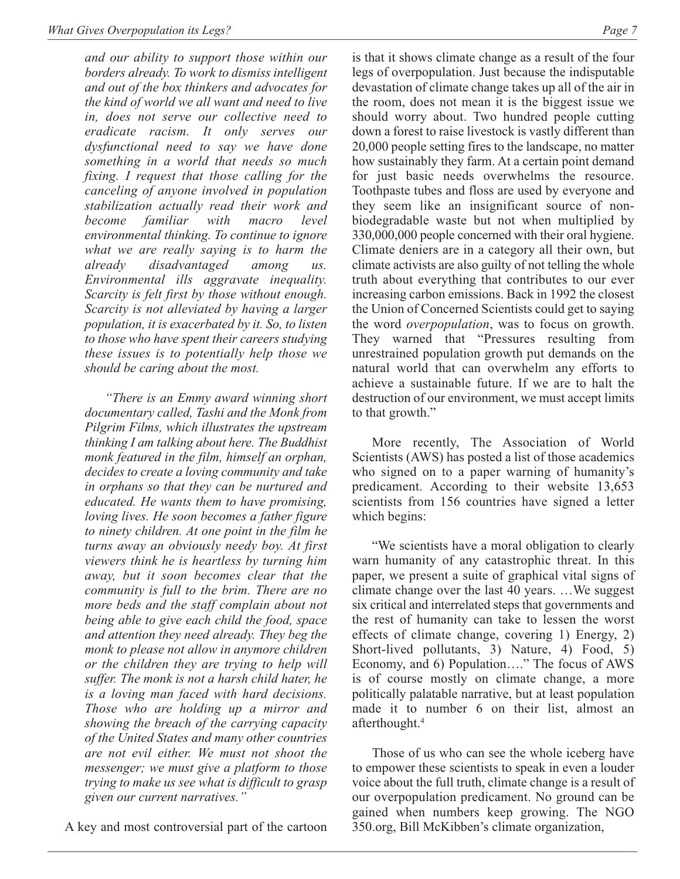*and our ability to support those within our borders already. To work to dismiss intelligent and out of the box thinkers and advocates for the kind of world we all want and need to live in, does not serve our collective need to eradicate racism. It only serves our dysfunctional need to say we have done something in a world that needs so much fixing. I request that those calling for the canceling of anyone involved in population stabilization actually read their work and become familiar with macro level environmental thinking. To continue to ignore what we are really saying is to harm the already disadvantaged among us. Environmental ills aggravate inequality. Scarcity is felt first by those without enough. Scarcity is not alleviated by having a larger population, it is exacerbated by it. So, to listen to those who have spent their careers studying these issues is to potentially help those we should be caring about the most.*

*"There is an Emmy award winning short documentary called, Tashi and the Monk from Pilgrim Films, which illustrates the upstream thinking I am talking about here. The Buddhist monk featured in the film, himself an orphan, decides to create a loving community and take in orphans so that they can be nurtured and educated. He wants them to have promising, loving lives. He soon becomes a father figure to ninety children. At one point in the film he turns away an obviously needy boy. At first viewers think he is heartless by turning him away, but it soon becomes clear that the community is full to the brim. There are no more beds and the staff complain about not being able to give each child the food, space and attention they need already. They beg the monk to please not allow in anymore children or the children they are trying to help will suffer. The monk is not a harsh child hater, he is a loving man faced with hard decisions. Those who are holding up a mirror and showing the breach of the carrying capacity of the United States and many other countries are not evil either. We must not shoot the messenger; we must give a platform to those trying to make us see what is difficult to grasp given our current narratives."*

A key and most controversial part of the cartoon is that it shows climate change as a result of the four legs of overpopulation. Just because the indisputable devastation of climate change takes up all of the air in the room, does not mean it is the biggest issue we should worry about. Two hundred people cutting down a forest to raise livestock is vastly different than 20,000 people setting fires to the landscape, no matter how sustainably they farm. At a certain point demand for just basic needs overwhelms the resource. Toothpaste tubes and floss are used by everyone and they seem like an insignificant source of non-biodegradable waste but not when multiplied by 330,000,000 people concerned with their oral hygiene. Climate deniers are in a category all their own, but climate activists are also guilty of not telling the whole truth about everything that contributes to our ever increasing carbon emissions. Back in 1992 the closest the Union of Concerned Scientists could get to saying the word *overpopulation*, was to focus on growth. They warned that "Pressures resulting from unrestrained population growth put demands on the natural world that can overwhelm any efforts to achieve a sustainable future. If we are to halt the destruction of our environment, we must accept limits to that growth."

More recently, The Association of World Scientists (AWS) has posted a list of those academics who signed on to a paper warning of humanity's predicament. According to their website 13,653 scientists from 156 countries have signed a letter which begins:

"We scientists have a moral obligation to clearly warn humanity of any catastrophic threat. In this paper, we present a suite of graphical vital signs of climate change over the last 40 years. …We suggest six critical and interrelated steps that governments and the rest of humanity can take to lessen the worst effects of climate change, covering 1) Energy, 2) Short-lived pollutants, 3) Nature, 4) Food, 5) Economy, and 6) Population…." The focus of AWS is of course mostly on climate change, a more politically palatable narrative, but at least population made it to number 6 on their list, almost an afterthought.[4]

Those of us who can see the whole iceberg have to empower these scientists to speak in even a louder voice about the full truth, climate change is a result of our overpopulation predicament. No ground can be gained when numbers keep growing. The NGO 350.org, Bill McKibben's climate organization,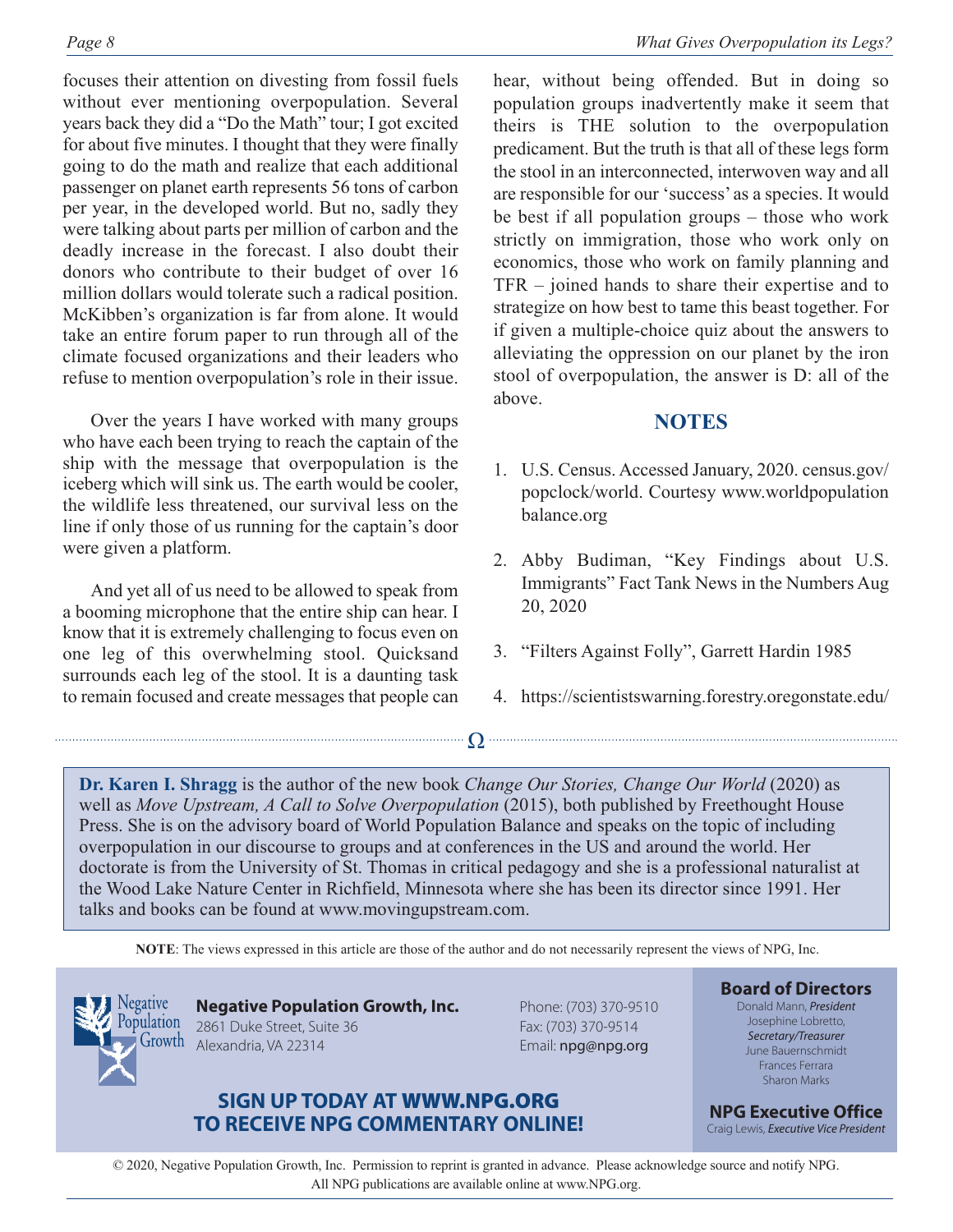focuses their attention on divesting from fossil fuels without ever mentioning overpopulation. Several years back they did a "Do the Math" tour; I got excited for about five minutes. I thought that they were finally going to do the math and realize that each additional passenger on planet earth represents 56 tons of carbon per year, in the developed world. But no, sadly they were talking about parts per million of carbon and the deadly increase in the forecast. I also doubt their donors who contribute to their budget of over 16 million dollars would tolerate such a radical position. McKibben's organization is far from alone. It would take an entire forum paper to run through all of the climate focused organizations and their leaders who refuse to mention overpopulation's role in their issue.

Over the years I have worked with many groups who have each been trying to reach the captain of the ship with the message that overpopulation is the iceberg which will sink us. The earth would be cooler, the wildlife less threatened, our survival less on the line if only those of us running for the captain's door were given a platform.

And yet all of us need to be allowed to speak from a booming microphone that the entire ship can hear. I know that it is extremely challenging to focus even on one leg of this overwhelming stool. Quicksand surrounds each leg of the stool. It is a daunting task to remain focused and create messages that people can hear, without being offended. But in doing so population groups inadvertently make it seem that theirs is THE solution to the overpopulation predicament. But the truth is that all of these legs form the stool in an interconnected, interwoven way and all are responsible for our 'success' as a species. It would be best if all population groups – those who work strictly on immigration, those who work only on economics, those who work on family planning and TFR – joined hands to share their expertise and to strategize on how best to tame this beast together. For if given a multiple-choice quiz about the answers to alleviating the oppression on our planet by the iron stool of overpopulation, the answer is D: all of the above.

## NOTES

1. U.S. Census. Accessed January, 2020. census.gov/popclock/world. Courtesy www.worldpopulationbalance.org
2. Abby Budiman, "Key Findings about U.S. Immigrants" Fact Tank News in the Numbers Aug 20, 2020
3. "Filters Against Folly", Garrett Hardin 1985
4. https://scientistswarning.forestry.oregonstate.edu/

Ω

**Dr. Karen I. Shragg** is the author of the new book *Change Our Stories, Change Our World* (2020) as well as *Move Upstream, A Call to Solve Overpopulation* (2015), both published by Freethought House Press. She is on the advisory board of World Population Balance and speaks on the topic of including overpopulation in our discourse to groups and at conferences in the US and around the world. Her doctorate is from the University of St. Thomas in critical pedagogy and she is a professional naturalist at the Wood Lake Nature Center in Richfield, Minnesota where she has been its director since 1991. Her talks and books can be found at www.movingupstream.com.

**NOTE**: The views expressed in this article are those of the author and do not necessarily represent the views of NPG, Inc.

**Negative Population Growth, Inc.**
2861 Duke Street, Suite 36
Alexandria, VA 22314

Phone: (703) 370-9510
Fax: (703) 370-9514
Email: npg@npg.org

**SIGN UP TODAY AT WWW.NPG.ORG TO RECEIVE NPG COMMENTARY ONLINE!**

**Board of Directors**
Donald Mann, *President*
Josephine Lobretto, *Secretary/Treasurer*
June Bauernschmidt
Frances Ferrara
Sharon Marks

**NPG Executive Office**
Craig Lewis, *Executive Vice President*

© 2020, Negative Population Growth, Inc. Permission to reprint is granted in advance. Please acknowledge source and notify NPG. All NPG publications are available online at www.NPG.org.